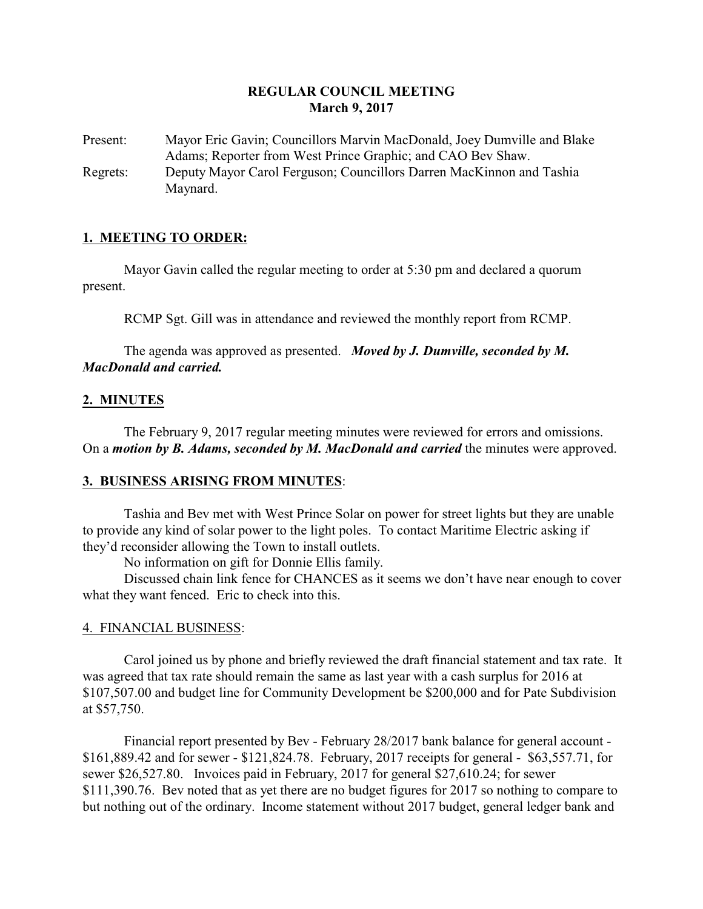**REGULAR COUNCIL MEETING**
**March 9, 2017**

Present: Mayor Eric Gavin; Councillors Marvin MacDonald, Joey Dumville and Blake Adams; Reporter from West Prince Graphic; and CAO Bev Shaw.

Regrets: Deputy Mayor Carol Ferguson; Councillors Darren MacKinnon and Tashia Maynard.

## 1. MEETING TO ORDER:

Mayor Gavin called the regular meeting to order at 5:30 pm and declared a quorum present.

RCMP Sgt. Gill was in attendance and reviewed the monthly report from RCMP.

The agenda was approved as presented. ***Moved by J. Dumville, seconded by M. MacDonald and carried.***

## 2. MINUTES

The February 9, 2017 regular meeting minutes were reviewed for errors and omissions. On a ***motion by B. Adams, seconded by M. MacDonald and carried*** the minutes were approved.

## 3. BUSINESS ARISING FROM MINUTES:

Tashia and Bev met with West Prince Solar on power for street lights but they are unable to provide any kind of solar power to the light poles. To contact Maritime Electric asking if they'd reconsider allowing the Town to install outlets.

No information on gift for Donnie Ellis family.

Discussed chain link fence for CHANCES as it seems we don't have near enough to cover what they want fenced. Eric to check into this.

## 4. FINANCIAL BUSINESS:

Carol joined us by phone and briefly reviewed the draft financial statement and tax rate. It was agreed that tax rate should remain the same as last year with a cash surplus for 2016 at $107,507.00 and budget line for Community Development be $200,000 and for Pate Subdivision at $57,750.

Financial report presented by Bev - February 28/2017 bank balance for general account - $161,889.42 and for sewer - $121,824.78. February, 2017 receipts for general - $63,557.71, for sewer $26,527.80. Invoices paid in February, 2017 for general $27,610.24; for sewer $111,390.76. Bev noted that as yet there are no budget figures for 2017 so nothing to compare to but nothing out of the ordinary. Income statement without 2017 budget, general ledger bank and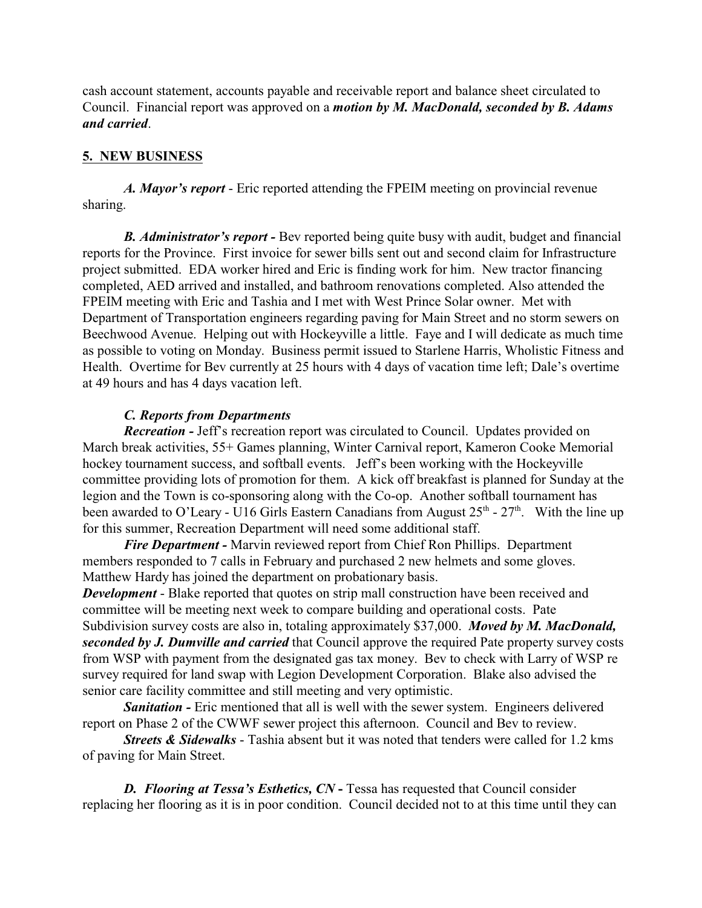cash account statement, accounts payable and receivable report and balance sheet circulated to Council. Financial report was approved on a ***motion by M. MacDonald, seconded by B. Adams and carried***.

## 5. NEW BUSINESS

***A. Mayor's report*** - Eric reported attending the FPEIM meeting on provincial revenue sharing.

***B. Administrator's report -*** Bev reported being quite busy with audit, budget and financial reports for the Province. First invoice for sewer bills sent out and second claim for Infrastructure project submitted. EDA worker hired and Eric is finding work for him. New tractor financing completed, AED arrived and installed, and bathroom renovations completed. Also attended the FPEIM meeting with Eric and Tashia and I met with West Prince Solar owner. Met with Department of Transportation engineers regarding paving for Main Street and no storm sewers on Beechwood Avenue. Helping out with Hockeyville a little. Faye and I will dedicate as much time as possible to voting on Monday. Business permit issued to Starlene Harris, Wholistic Fitness and Health. Overtime for Bev currently at 25 hours with 4 days of vacation time left; Dale's overtime at 49 hours and has 4 days vacation left.

***C. Reports from Departments***

***Recreation -*** Jeff's recreation report was circulated to Council. Updates provided on March break activities, 55+ Games planning, Winter Carnival report, Kameron Cooke Memorial hockey tournament success, and softball events. Jeff's been working with the Hockeyville committee providing lots of promotion for them. A kick off breakfast is planned for Sunday at the legion and the Town is co-sponsoring along with the Co-op. Another softball tournament has been awarded to O'Leary - U16 Girls Eastern Canadians from August 25th - 27th. With the line up for this summer, Recreation Department will need some additional staff.

***Fire Department -*** Marvin reviewed report from Chief Ron Phillips. Department members responded to 7 calls in February and purchased 2 new helmets and some gloves. Matthew Hardy has joined the department on probationary basis.

***Development*** - Blake reported that quotes on strip mall construction have been received and committee will be meeting next week to compare building and operational costs. Pate Subdivision survey costs are also in, totaling approximately $37,000. ***Moved by M. MacDonald, seconded by J. Dumville and carried*** that Council approve the required Pate property survey costs from WSP with payment from the designated gas tax money. Bev to check with Larry of WSP re survey required for land swap with Legion Development Corporation. Blake also advised the senior care facility committee and still meeting and very optimistic.

***Sanitation -*** Eric mentioned that all is well with the sewer system. Engineers delivered report on Phase 2 of the CWWF sewer project this afternoon. Council and Bev to review.

***Streets & Sidewalks*** - Tashia absent but it was noted that tenders were called for 1.2 kms of paving for Main Street.

***D. Flooring at Tessa's Esthetics, CN -*** Tessa has requested that Council consider replacing her flooring as it is in poor condition. Council decided not to at this time until they can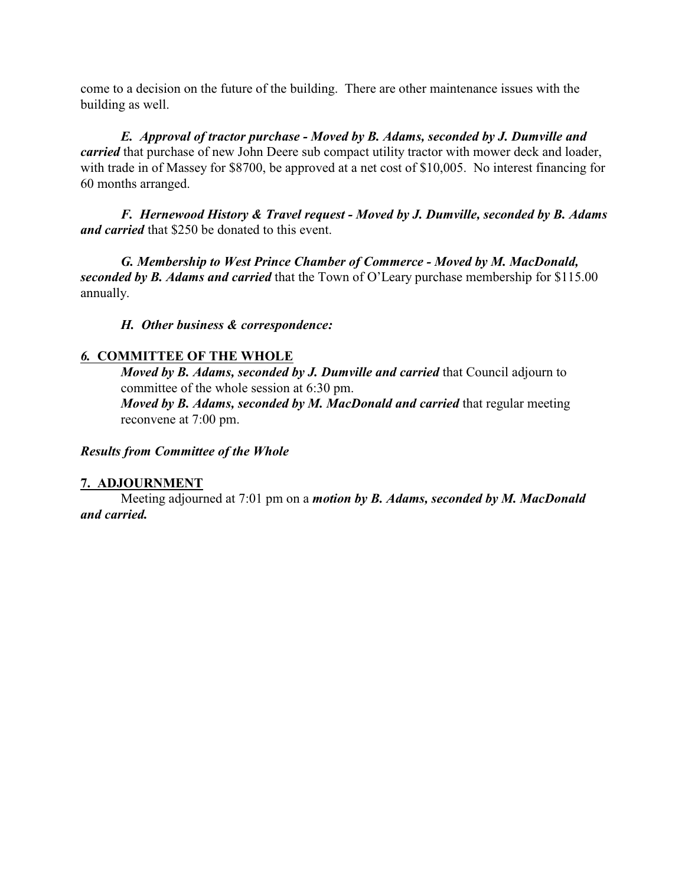come to a decision on the future of the building. There are other maintenance issues with the building as well.

***E. Approval of tractor purchase - Moved by B. Adams, seconded by J. Dumville and carried*** that purchase of new John Deere sub compact utility tractor with mower deck and loader, with trade in of Massey for $8700, be approved at a net cost of $10,005. No interest financing for 60 months arranged.

***F. Hernewood History & Travel request - Moved by J. Dumville, seconded by B. Adams and carried*** that $250 be donated to this event.

***G. Membership to West Prince Chamber of Commerce - Moved by M. MacDonald, seconded by B. Adams and carried*** that the Town of O'Leary purchase membership for $115.00 annually.

***H. Other business & correspondence:***

## *6.* COMMITTEE OF THE WHOLE

***Moved by B. Adams, seconded by J. Dumville and carried*** that Council adjourn to committee of the whole session at 6:30 pm.
***Moved by B. Adams, seconded by M. MacDonald and carried*** that regular meeting reconvene at 7:00 pm.

***Results from Committee of the Whole***

## 7. ADJOURNMENT

Meeting adjourned at 7:01 pm on a ***motion by B. Adams, seconded by M. MacDonald and carried.***